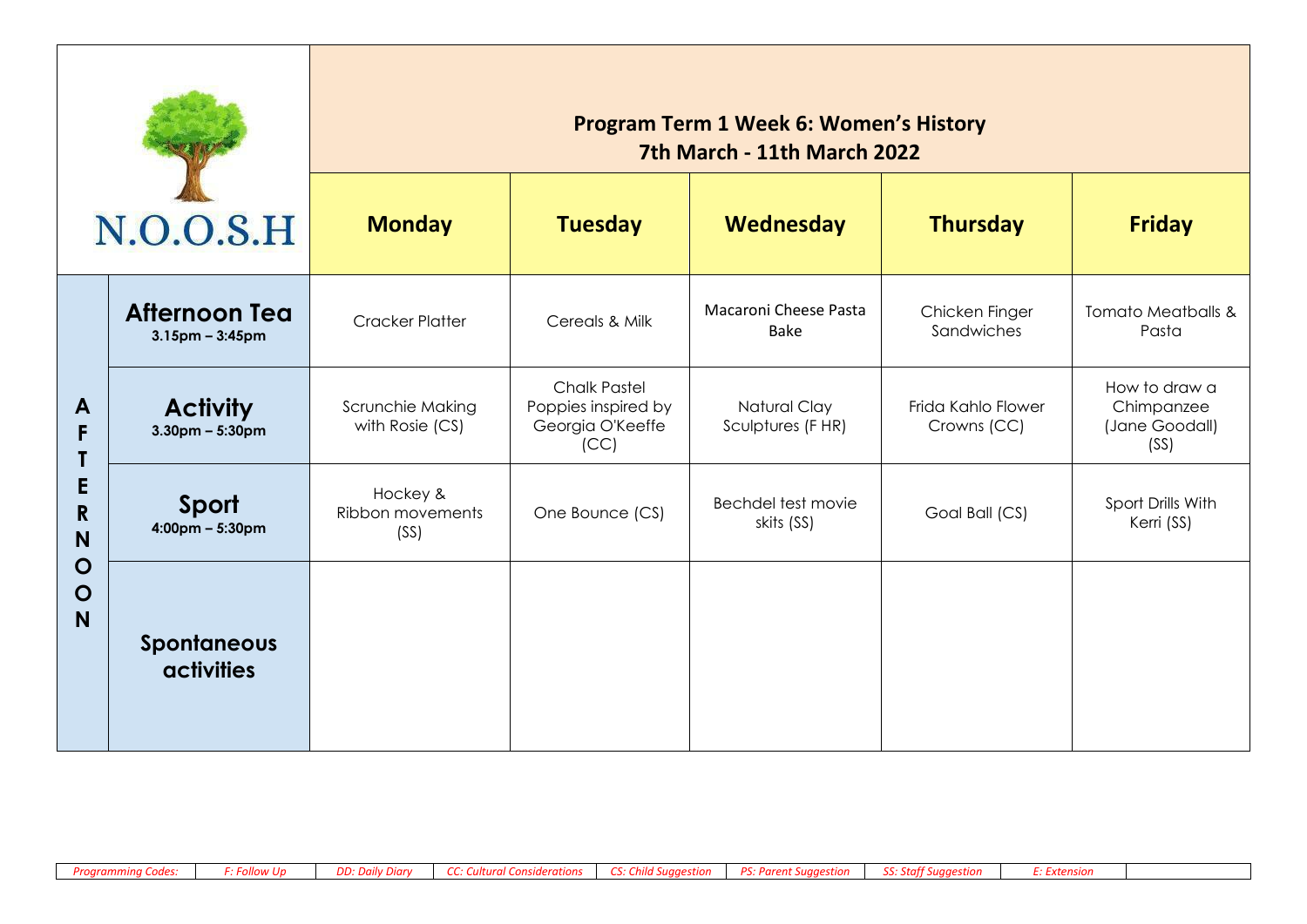| N.O.O.S.H | | Program Term 1 Week 6: Women's History<br>7th March - 11th March 2022 | | | | |
|---|---|---|---|---|---|---|
| | | **Monday** | **Tuesday** | **Wednesday** | **Thursday** | **Friday** |
| AFTERNOON | **Afternoon Tea**<br>3.15pm – 3:45pm | Cracker Platter | Cereals & Milk | Macaroni Cheese Pasta Bake | Chicken Finger Sandwiches | Tomato Meatballs & Pasta |
| | **Activity**<br>3.30pm – 5:30pm | Scrunchie Making with Rosie (CS) | Chalk Pastel Poppies inspired by Georgia O'Keeffe (CC) | Natural Clay Sculptures (F HR) | Frida Kahlo Flower Crowns (CC) | How to draw a Chimpanzee (Jane Goodall) (SS) |
| | **Sport**<br>4:00pm – 5:30pm | Hockey & Ribbon movements (SS) | One Bounce (CS) | Bechdel test movie skits (SS) | Goal Ball (CS) | Sport Drills With Kerri (SS) |
| | **Spontaneous activities** | | | | | |

| *Programming Codes:* | *F: Follow Up* | *DD: Daily Diary* | *CC: Cultural Considerations* | *CS: Child Suggestion* | *PS: Parent Suggestion* | *SS: Staff Suggestion* | *E: Extension* | |
|---|---|---|---|---|---|---|---|---|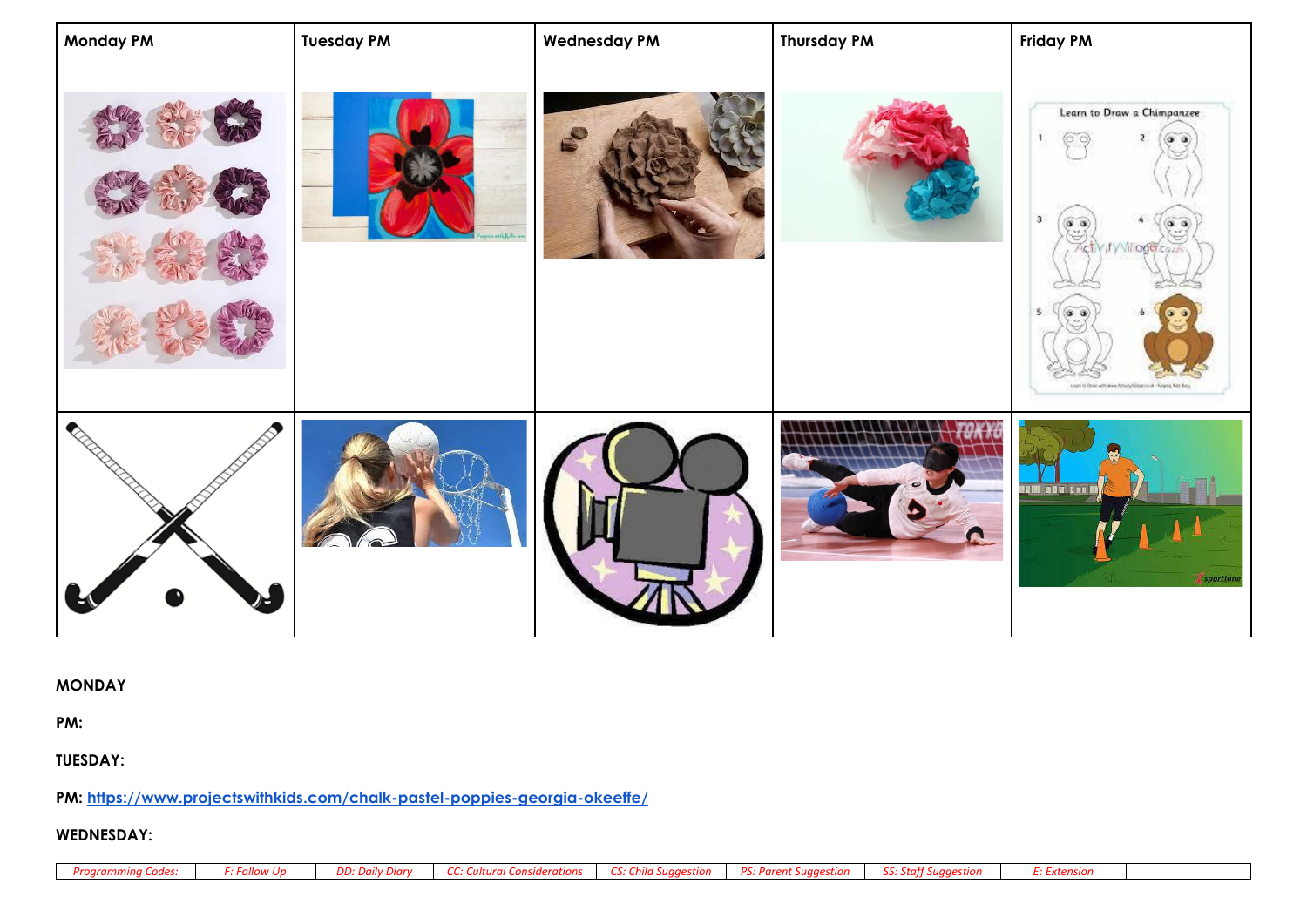| Monday PM | Tuesday PM | Wednesday PM | Thursday PM | Friday PM |
| --- | --- | --- | --- | --- |
| | | | | |
| | | | | |

**MONDAY**

**PM:**

**TUESDAY:**

**PM:** https://www.projectswithkids.com/chalk-pastel-poppies-georgia-okeeffe/

**WEDNESDAY:**

| *Programming Codes:* | *F: Follow Up* | *DD: Daily Diary* | *CC: Cultural Considerations* | *CS: Child Suggestion* | *PS: Parent Suggestion* | *SS: Staff Suggestion* | *E: Extension* | |
| --- | --- | --- | --- | --- | --- | --- | --- | --- |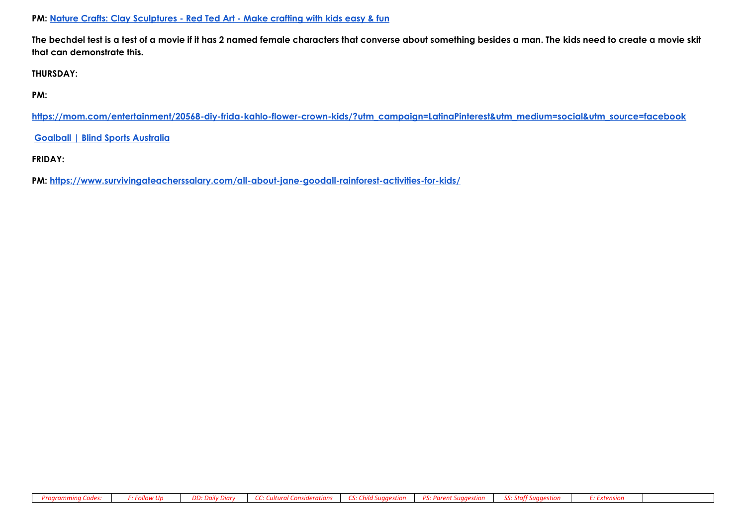**PM: [Nature Crafts: Clay Sculptures - Red Ted Art - Make crafting with kids easy & fun]()**

**The bechdel test is a test of a movie if it has 2 named female characters that converse about something besides a man. The kids need to create a movie skit that can demonstrate this.**

**THURSDAY:**

**PM:**

**https://mom.com/entertainment/20568-diy-frida-kahlo-flower-crown-kids/?utm_campaign=LatinaPinterest&utm_medium=social&utm_source=facebook**

**[Goalball | Blind Sports Australia]()**

**FRIDAY:**

**PM: https://www.survivingateacherssalary.com/all-about-jane-goodall-rainforest-activities-for-kids/**

| | | | | | | | | |
|---|---|---|---|---|---|---|---|---|
| *Programming Codes:* | *F: Follow Up* | *DD: Daily Diary* | *CC: Cultural Considerations* | *CS: Child Suggestion* | *PS: Parent Suggestion* | *SS: Staff Suggestion* | *E: Extension* | |